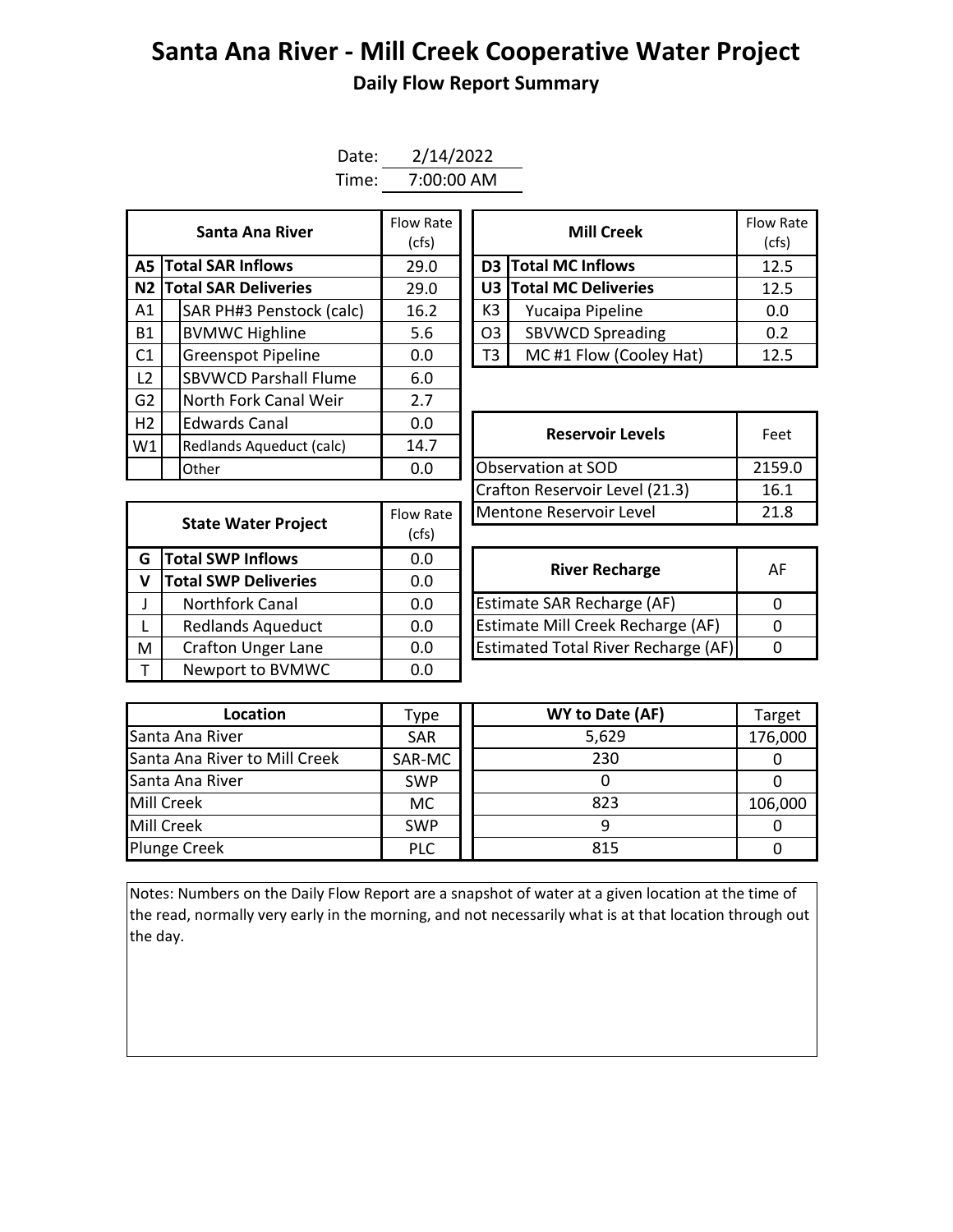# Santa Ana River - Mill Creek Cooperative Water Project

## Daily Flow Report Summary

Date: 2/14/2022

Time: 7:00:00 AM

| | Santa Ana River | Flow Rate (cfs) |
|---|---|---|
| **A5** | **Total SAR Inflows** | 29.0 |
| **N2** | **Total SAR Deliveries** | 29.0 |
| A1 | SAR PH#3 Penstock (calc) | 16.2 |
| B1 | BVMWC Highline | 5.6 |
| C1 | Greenspot Pipeline | 0.0 |
| L2 | SBVWCD Parshall Flume | 6.0 |
| G2 | North Fork Canal Weir | 2.7 |
| H2 | Edwards Canal | 0.0 |
| W1 | Redlands Aqueduct (calc) | 14.7 |
| | Other | 0.0 |

| | Mill Creek | Flow Rate (cfs) |
|---|---|---|
| **D3** | **Total MC Inflows** | 12.5 |
| **U3** | **Total MC Deliveries** | 12.5 |
| K3 | Yucaipa Pipeline | 0.0 |
| O3 | SBVWCD Spreading | 0.2 |
| T3 | MC #1 Flow (Cooley Hat) | 12.5 |

| Reservoir Levels | Feet |
|---|---|
| Observation at SOD | 2159.0 |
| Crafton Reservoir Level (21.3) | 16.1 |
| Mentone Reservoir Level | 21.8 |

| | State Water Project | Flow Rate (cfs) |
|---|---|---|
| **G** | **Total SWP Inflows** | 0.0 |
| **V** | **Total SWP Deliveries** | 0.0 |
| J | Northfork Canal | 0.0 |
| L | Redlands Aqueduct | 0.0 |
| M | Crafton Unger Lane | 0.0 |
| T | Newport to BVMWC | 0.0 |

| River Recharge | AF |
|---|---|
| Estimate SAR Recharge (AF) | 0 |
| Estimate Mill Creek Recharge (AF) | 0 |
| Estimated Total River Recharge (AF) | 0 |

| Location | Type | WY to Date (AF) | Target |
|---|---|---|---|
| Santa Ana River | SAR | 5,629 | 176,000 |
| Santa Ana River to Mill Creek | SAR-MC | 230 | 0 |
| Santa Ana River | SWP | 0 | 0 |
| Mill Creek | MC | 823 | 106,000 |
| Mill Creek | SWP | 9 | 0 |
| Plunge Creek | PLC | 815 | 0 |

Notes: Numbers on the Daily Flow Report are a snapshot of water at a given location at the time of the read, normally very early in the morning, and not necessarily what is at that location through out the day.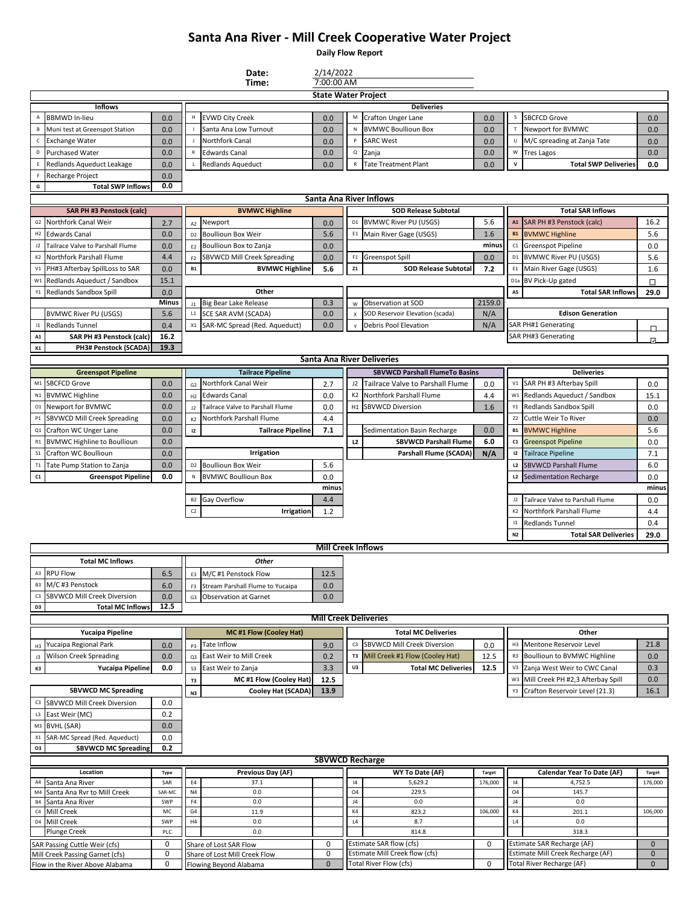# Santa Ana River - Mill Creek Cooperative Water Project

**Daily Flow Report**

**Date:** 2/14/2022
**Time:** 7:00:00 AM

## State Water Project

| Inflows | | | Deliveries | | | | | | | | |
|---|---|---|---|---|---|---|---|---|---|---|---|
| A | BBMWD In-lieu | 0.0 | H | EVWD City Creek | 0.0 | M | Crafton Unger Lane | 0.0 | S | SBCFCD Grove | 0.0 |
| B | Muni test at Greenspot Station | 0.0 | I | Santa Ana Low Turnout | 0.0 | N | BVMWC Boullioun Box | 0.0 | T | Newport for BVMWC | 0.0 |
| C | Exchange Water | 0.0 | J | Northfork Canal | 0.0 | P | SARC West | 0.0 | U | M/C spreading at Zanja Tate | 0.0 |
| D | Purchased Water | 0.0 | K | Edwards Canal | 0.0 | Q | Zanja | 0.0 | W | Tres Lagos | 0.0 |
| E | Redlands Aqueduct Leakage | 0.0 | L | Redlands Aqueduct | 0.0 | R | Tate Treatment Plant | 0.0 | V | **Total SWP Deliveries** | **0.0** |
| F | Recharge Project | 0.0 | | | | | | | | | |
| G | **Total SWP Inflows** | **0.0** | | | | | | | | | |

## Santa Ana River Inflows

| SAR PH #3 Penstock (calc) | | | BVMWC Highline | | | SOD Release Subtotal | | | Total SAR Inflows | | |
|---|---|---|---|---|---|---|---|---|---|---|---|
| G2 | Northfork Canal Weir | 2.7 | A2 | Newport | 0.0 | D1 | BVMWC River PU (USGS) | 5.6 | A1 | SAR PH #3 Penstock (calc) | 16.2 |
| H2 | Edwards Canal | 0.0 | D2 | Boullioun Box Weir | 5.6 | E1 | Main River Gage (USGS) | 1.6 | B1 | BVMWC Highline | 5.6 |
| J2 | Tailrace Valve to Parshall Flume | 0.0 | E2 | Boullioun Box to Zanja | 0.0 | | | minus | C1 | Greenspot Pipeline | 0.0 |
| K2 | Northfork Parshall Flume | 4.4 | F2 | SBVWCD Mill Creek Spreading | 0.0 | F1 | Greenspot Spill | 0.0 | D1 | BVMWC River PU (USGS) | 5.6 |
| V1 | PH#3 Afterbay SpillLoss to SAR | 0.0 | B1 | **BVMWC Highline** | **5.6** | Z1 | **SOD Release Subtotal** | **7.2** | E1 | Main River Gage (USGS) | 1.6 |
| W1 | Redlands Aqueduct / Sandbox | 15.1 | | | | | | | D1a | BV Pick-Up gated | ☐ |
| Y1 | Redlands Sandbox Spill | 0.0 | | **Other** | | | | | A5 | **Total SAR Inflows** | **29.0** |
| | | **Minus** | J1 | Big Bear Lake Release | 0.3 | W | Observation at SOD | 2159.0 | | | |
| | BVMWC River PU (USGS) | 5.6 | L1 | SCE SAR AVM (SCADA) | 0.0 | X | SOD Reservoir Elevation (scada) | N/A | | **Edison Generation** | |
| I1 | Redlands Tunnel | 0.4 | X1 | SAR-MC Spread (Red. Aqueduct) | 0.0 | Y | Debris Pool Elevation | N/A | | SAR PH#1 Generating | ☐ |
| A1 | **SAR PH #3 Penstock (calc)** | **16.2** | | | | | | | | SAR PH#3 Generating | ☑ |
| K1 | **PH3# Penstock (SCADA)** | **19.3** | | | | | | | | | |

## Santa Ana River Deliveries

| Greenspot Pipeline | | | Tailrace Pipeline | | | SBVWCD Parshall FlumeTo Basins | | | Deliveries | | |
|---|---|---|---|---|---|---|---|---|---|---|---|
| M1 | SBCFCD Grove | 0.0 | G2 | Northfork Canal Weir | 2.7 | J2 | Tailrace Valve to Parshall Flume | 0.0 | V1 | SAR PH #3 Afterbay Spill | 0.0 |
| N1 | BVMWC Highline | 0.0 | H2 | Edwards Canal | 0.0 | K2 | Northfork Parshall Flume | 4.4 | W1 | Redlands Aqueduct / Sandbox | 15.1 |
| O1 | Newport for BVMWC | 0.0 | J2 | Tailrace Valve to Parshall Flume | 0.0 | H1 | SBVWCD Diversion | 1.6 | Y1 | Redlands Sandbox Spill | 0.0 |
| P1 | SBVWCD Mill Creek Spreading | 0.0 | K2 | Northfork Parshall Flume | 4.4 | | | | Z2 | Cuttle Weir To River | 0.0 |
| Q1 | Crafton WC Unger Lane | 0.0 | I2 | **Tailrace Pipeline** | **7.1** | | Sedimentation Basin Recharge | 0.0 | B1 | BVMWC Highline | 5.6 |
| R1 | BVMWC Highline to Boullioun | 0.0 | | | | L2 | **SBVWCD Parshall Flume** | **6.0** | C1 | Greenspot Pipeline | 0.0 |
| S1 | Crafton WC Boullioun | 0.0 | | **Irrigation** | | | **Parshall Flume (SCADA)** | **N/A** | I2 | Tailrace Pipeline | 7.1 |
| T1 | Tate Pump Station to Zanja | 0.0 | D2 | Boullioun Box Weir | 5.6 | | | | L2 | SBVWCD Parshall Flume | 6.0 |
| C1 | **Greenspot Pipeline** | **0.0** | N | BVMWC Boullioun Box | 0.0 | | | | L2 | Sedimentation Recharge | 0.0 |
| | | | | | minus | | | | | | minus |
| | | | B2 | Gay Overflow | 4.4 | | | | J2 | Tailrace Valve to Parshall Flume | 0.0 |
| | | | C2 | **Irrigation** | **1.2** | | | | K2 | Northfork Parshall Flume | 4.4 |
| | | | | | | | | | I1 | Redlands Tunnel | 0.4 |
| | | | | | | | | | N2 | **Total SAR Deliveries** | **29.0** |

## Mill Creek Inflows

| Total MC Inflows | | | *Other* | | |
|---|---|---|---|---|---|
| A3 | RPU Flow | 6.5 | E3 | M/C #1 Penstock Flow | 12.5 |
| B3 | M/C #3 Penstock | 6.0 | F3 | Stream Parshall Flume to Yucaipa | 0.0 |
| C3 | SBVWCD Mill Creek Diversion | 0.0 | G3 | Observation at Garnet | 0.0 |
| D3 | **Total MC Inflows** | **12.5** | | | |

## Mill Creek Deliveries

| Yucaipa Pipeline | | | MC #1 Flow (Cooley Hat) | | | Total MC Deliveries | | | Other | | |
|---|---|---|---|---|---|---|---|---|---|---|---|
| H3 | Yucaipa Regional Park | 0.0 | P3 | Tate Inflow | 9.0 | C3 | SBVWCD Mill Creek Diversion | 0.0 | H3 | Mentone Reservoir Level | 21.8 |
| J3 | Wilson Creek Spreading | 0.0 | Q3 | East Weir to Mill Creek | 0.2 | T3 | Mill Creek #1 Flow (Cooley Hat) | 12.5 | R3 | Boullioun to BVMWC Highline | 0.0 |
| K3 | **Yucaipa Pipeline** | **0.0** | S3 | East Weir to Zanja | 3.3 | U3 | **Total MC Deliveries** | **12.5** | V3 | Zanja West Weir to CWC Canal | 0.3 |
| | | | T3 | **MC #1 Flow (Cooley Hat)** | **12.5** | | | | W3 | Mill Creek PH #2,3 Afterbay Spill | 0.0 |
| | **SBVWCD MC Spreading** | | N3 | **Cooley Hat (SCADA)** | **13.9** | | | | Y3 | Crafton Reservoir Level (21.3) | 16.1 |
| C3 | SBVWCD Mill Creek Diversion | 0.0 | | | | | | | | | |
| L3 | East Weir (MC) | 0.2 | | | | | | | | | |
| M3 | BVHL (SAR) | 0.0 | | | | | | | | | |
| X1 | SAR-MC Spread (Red. Aqueduct) | 0.0 | | | | | | | | | |
| O3 | **SBVWCD MC Spreading** | **0.2** | | | | | | | | | |

## SBVWCD Recharge

| | Location | Type | | Previous Day (AF) | | | WY To Date (AF) | Target | | Calendar Year To Date (AF) | Target |
|---|---|---|---|---|---|---|---|---|---|---|---|
| A4 | Santa Ana River | SAR | E4 | 37.1 | | I4 | 5,629.2 | 176,000 | I4 | 4,752.5 | 176,000 |
| M4 | Santa Ana Rvr to Mill Creek | SAR-MC | N4 | 0.0 | | O4 | 229.5 | | O4 | 145.7 | |
| B4 | Santa Ana River | SWP | F4 | 0.0 | | J4 | 0.0 | | J4 | 0.0 | |
| C4 | Mill Creek | MC | G4 | 11.9 | | K4 | 823.2 | 106,000 | K4 | 201.1 | 106,000 |
| D4 | Mill Creek | SWP | H4 | 0.0 | | L4 | 8.7 | | L4 | 0.0 | |
| | Plunge Creek | PLC | | 0.0 | | | 814.8 | | | 318.3 | |

| | | | | | |
|---|---|---|---|---|---|
| SAR Passing Cuttle Weir (cfs) | 0 | Share of Lost SAR Flow | 0 | Estimate SAR flow (cfs) | 0 |
| Mill Creek Passing Garnet (cfs) | 0 | Share of Lost Mill Creek Flow | 0 | Estimate Mill Creek flow (cfs) | |
| Flow in the River Above Alabama | 0 | Flowing Beyond Alabama | 0 | Total River Flow (cfs) | 0 |

| | |
|---|---|
| Estimate SAR Recharge (AF) | 0 |
| Estimate Mill Creek Recharge (AF) | 0 |
| Total River Recharge (AF) | 0 |